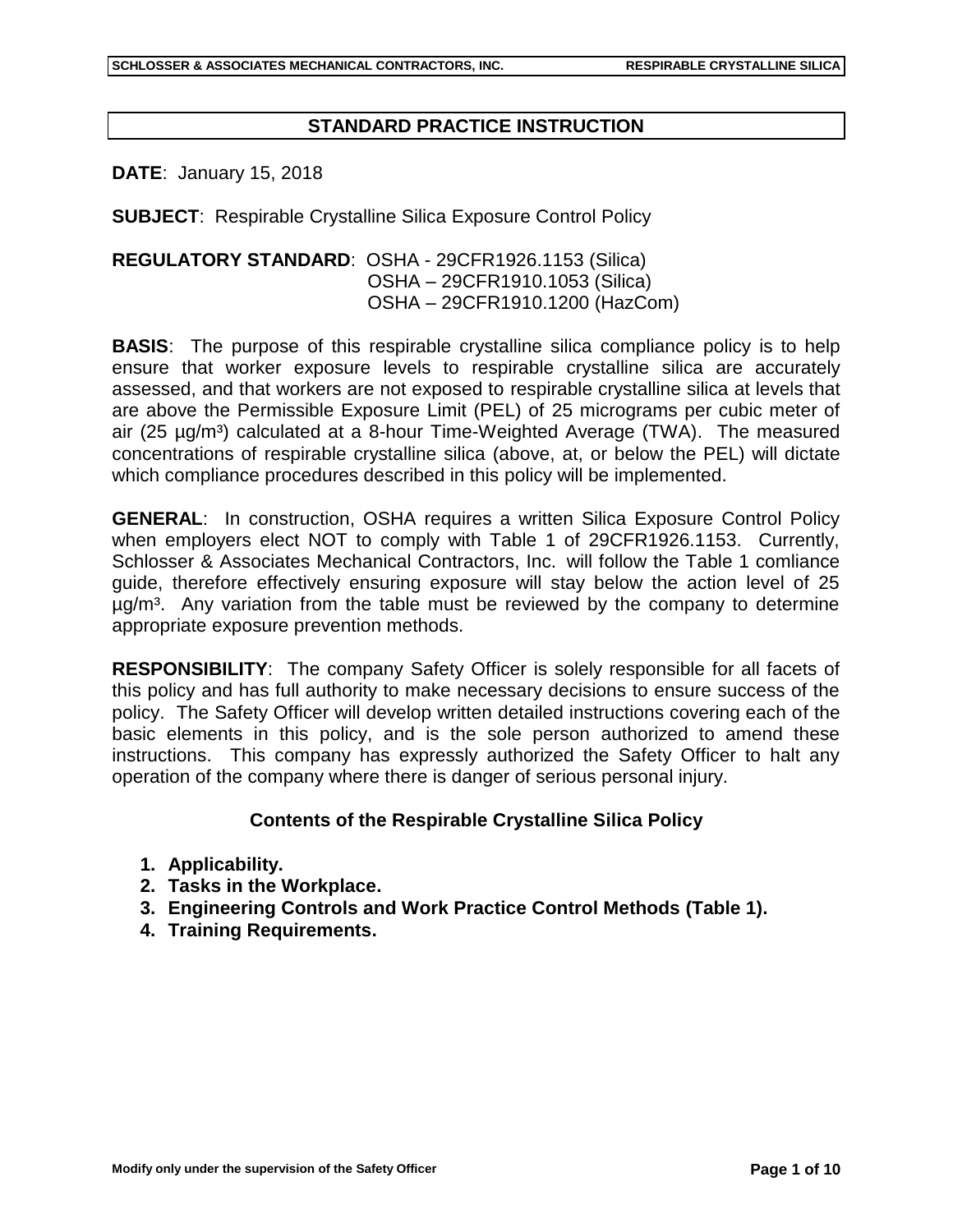## STANDARD PRACTICE INSTRUCTION

**DATE**: January 15, 2018

**SUBJECT**: Respirable Crystalline Silica Exposure Control Policy

**REGULATORY STANDARD**: OSHA - 29CFR1926.1153 (Silica)
OSHA – 29CFR1910.1053 (Silica)
OSHA – 29CFR1910.1200 (HazCom)

**BASIS**: The purpose of this respirable crystalline silica compliance policy is to help ensure that worker exposure levels to respirable crystalline silica are accurately assessed, and that workers are not exposed to respirable crystalline silica at levels that are above the Permissible Exposure Limit (PEL) of 25 micrograms per cubic meter of air (25 µg/m³) calculated at a 8-hour Time-Weighted Average (TWA). The measured concentrations of respirable crystalline silica (above, at, or below the PEL) will dictate which compliance procedures described in this policy will be implemented.

**GENERAL**: In construction, OSHA requires a written Silica Exposure Control Policy when employers elect NOT to comply with Table 1 of 29CFR1926.1153. Currently, Schlosser & Associates Mechanical Contractors, Inc. will follow the Table 1 comliance guide, therefore effectively ensuring exposure will stay below the action level of 25 µg/m³. Any variation from the table must be reviewed by the company to determine appropriate exposure prevention methods.

**RESPONSIBILITY**: The company Safety Officer is solely responsible for all facets of this policy and has full authority to make necessary decisions to ensure success of the policy. The Safety Officer will develop written detailed instructions covering each of the basic elements in this policy, and is the sole person authorized to amend these instructions. This company has expressly authorized the Safety Officer to halt any operation of the company where there is danger of serious personal injury.

### Contents of the Respirable Crystalline Silica Policy

1. **Applicability.**
2. **Tasks in the Workplace.**
3. **Engineering Controls and Work Practice Control Methods (Table 1).**
4. **Training Requirements.**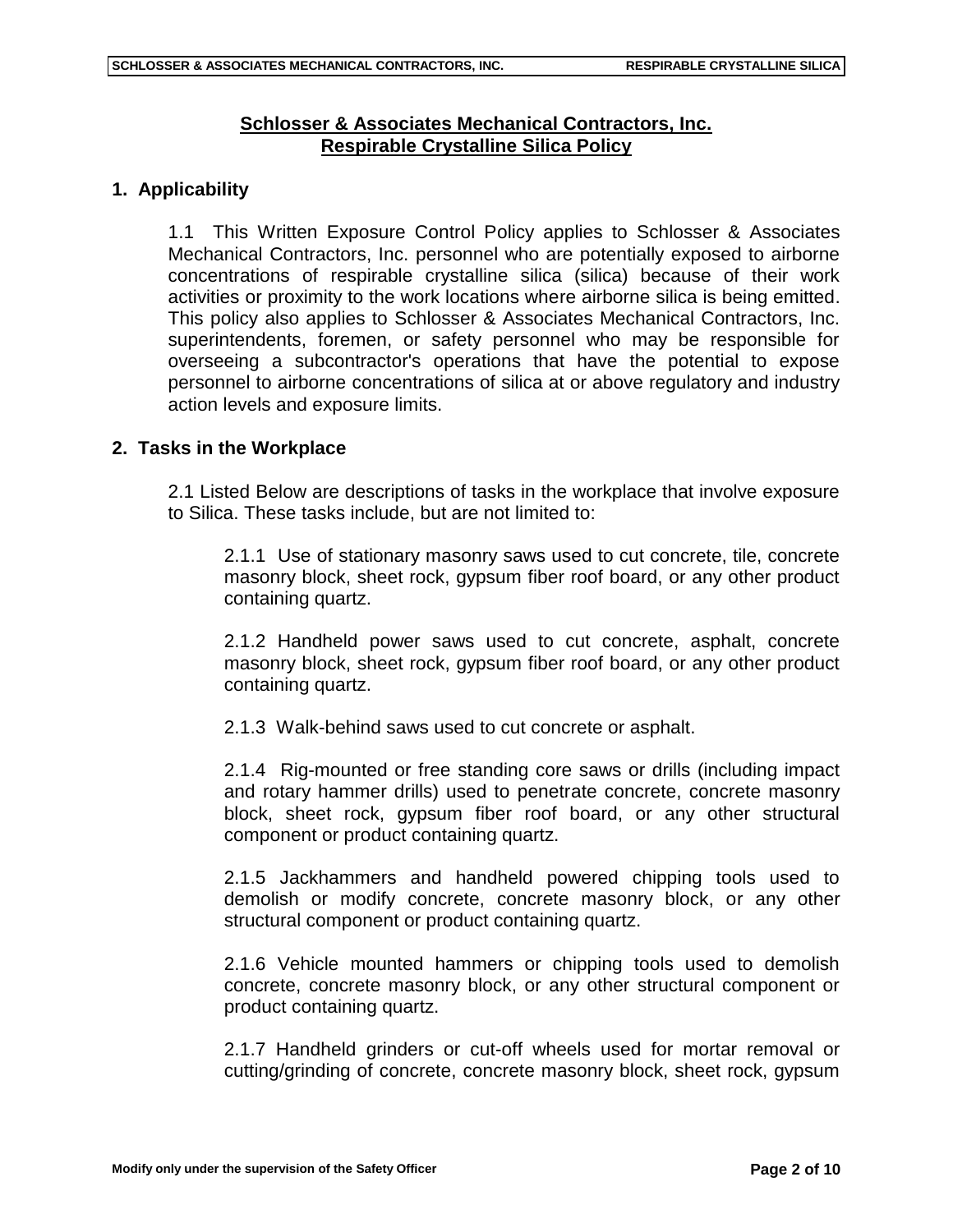## Schlosser & Associates Mechanical Contractors, Inc.
## Respirable Crystalline Silica Policy

### 1. Applicability

1.1 This Written Exposure Control Policy applies to Schlosser & Associates Mechanical Contractors, Inc. personnel who are potentially exposed to airborne concentrations of respirable crystalline silica (silica) because of their work activities or proximity to the work locations where airborne silica is being emitted. This policy also applies to Schlosser & Associates Mechanical Contractors, Inc. superintendents, foremen, or safety personnel who may be responsible for overseeing a subcontractor's operations that have the potential to expose personnel to airborne concentrations of silica at or above regulatory and industry action levels and exposure limits.

### 2. Tasks in the Workplace

2.1 Listed Below are descriptions of tasks in the workplace that involve exposure to Silica. These tasks include, but are not limited to:

2.1.1 Use of stationary masonry saws used to cut concrete, tile, concrete masonry block, sheet rock, gypsum fiber roof board, or any other product containing quartz.

2.1.2 Handheld power saws used to cut concrete, asphalt, concrete masonry block, sheet rock, gypsum fiber roof board, or any other product containing quartz.

2.1.3 Walk-behind saws used to cut concrete or asphalt.

2.1.4 Rig-mounted or free standing core saws or drills (including impact and rotary hammer drills) used to penetrate concrete, concrete masonry block, sheet rock, gypsum fiber roof board, or any other structural component or product containing quartz.

2.1.5 Jackhammers and handheld powered chipping tools used to demolish or modify concrete, concrete masonry block, or any other structural component or product containing quartz.

2.1.6 Vehicle mounted hammers or chipping tools used to demolish concrete, concrete masonry block, or any other structural component or product containing quartz.

2.1.7 Handheld grinders or cut-off wheels used for mortar removal or cutting/grinding of concrete, concrete masonry block, sheet rock, gypsum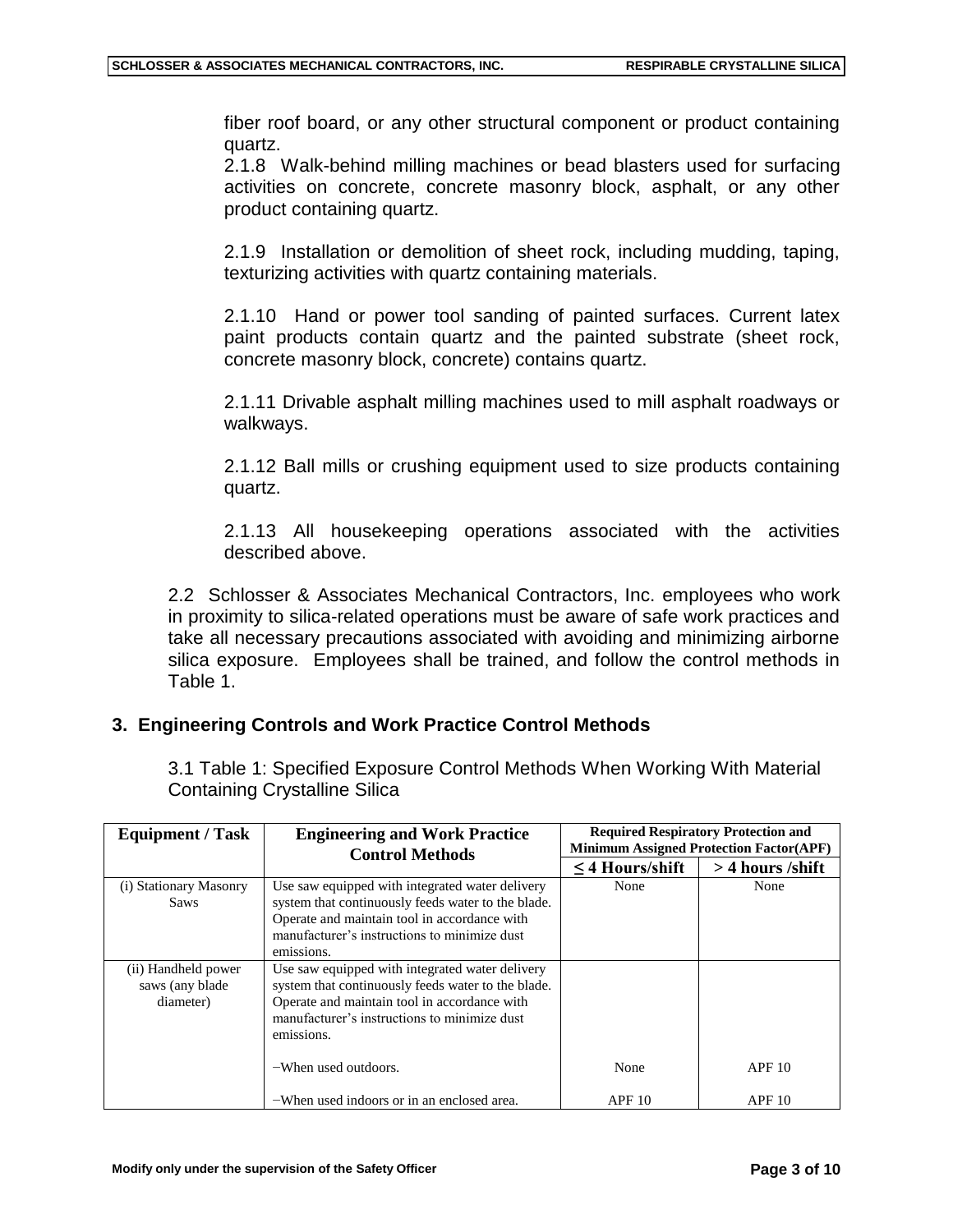fiber roof board, or any other structural component or product containing quartz.

2.1.8 Walk-behind milling machines or bead blasters used for surfacing activities on concrete, concrete masonry block, asphalt, or any other product containing quartz.

2.1.9 Installation or demolition of sheet rock, including mudding, taping, texturizing activities with quartz containing materials.

2.1.10 Hand or power tool sanding of painted surfaces. Current latex paint products contain quartz and the painted substrate (sheet rock, concrete masonry block, concrete) contains quartz.

2.1.11 Drivable asphalt milling machines used to mill asphalt roadways or walkways.

2.1.12 Ball mills or crushing equipment used to size products containing quartz.

2.1.13 All housekeeping operations associated with the activities described above.

2.2 Schlosser & Associates Mechanical Contractors, Inc. employees who work in proximity to silica-related operations must be aware of safe work practices and take all necessary precautions associated with avoiding and minimizing airborne silica exposure. Employees shall be trained, and follow the control methods in Table 1.

## 3. Engineering Controls and Work Practice Control Methods

3.1 Table 1: Specified Exposure Control Methods When Working With Material Containing Crystalline Silica

| Equipment / Task | Engineering and Work Practice Control Methods | Required Respiratory Protection and Minimum Assigned Protection Factor(APF) | |
|---|---|---|---|
| | | ≤ 4 Hours/shift | > 4 hours /shift |
| (i) Stationary Masonry Saws | Use saw equipped with integrated water delivery system that continuously feeds water to the blade. Operate and maintain tool in accordance with manufacturer's instructions to minimize dust emissions. | None | None |
| (ii) Handheld power saws (any blade diameter) | Use saw equipped with integrated water delivery system that continuously feeds water to the blade. Operate and maintain tool in accordance with manufacturer's instructions to minimize dust emissions. | | |
| | −When used outdoors. | None | APF 10 |
| | −When used indoors or in an enclosed area. | APF 10 | APF 10 |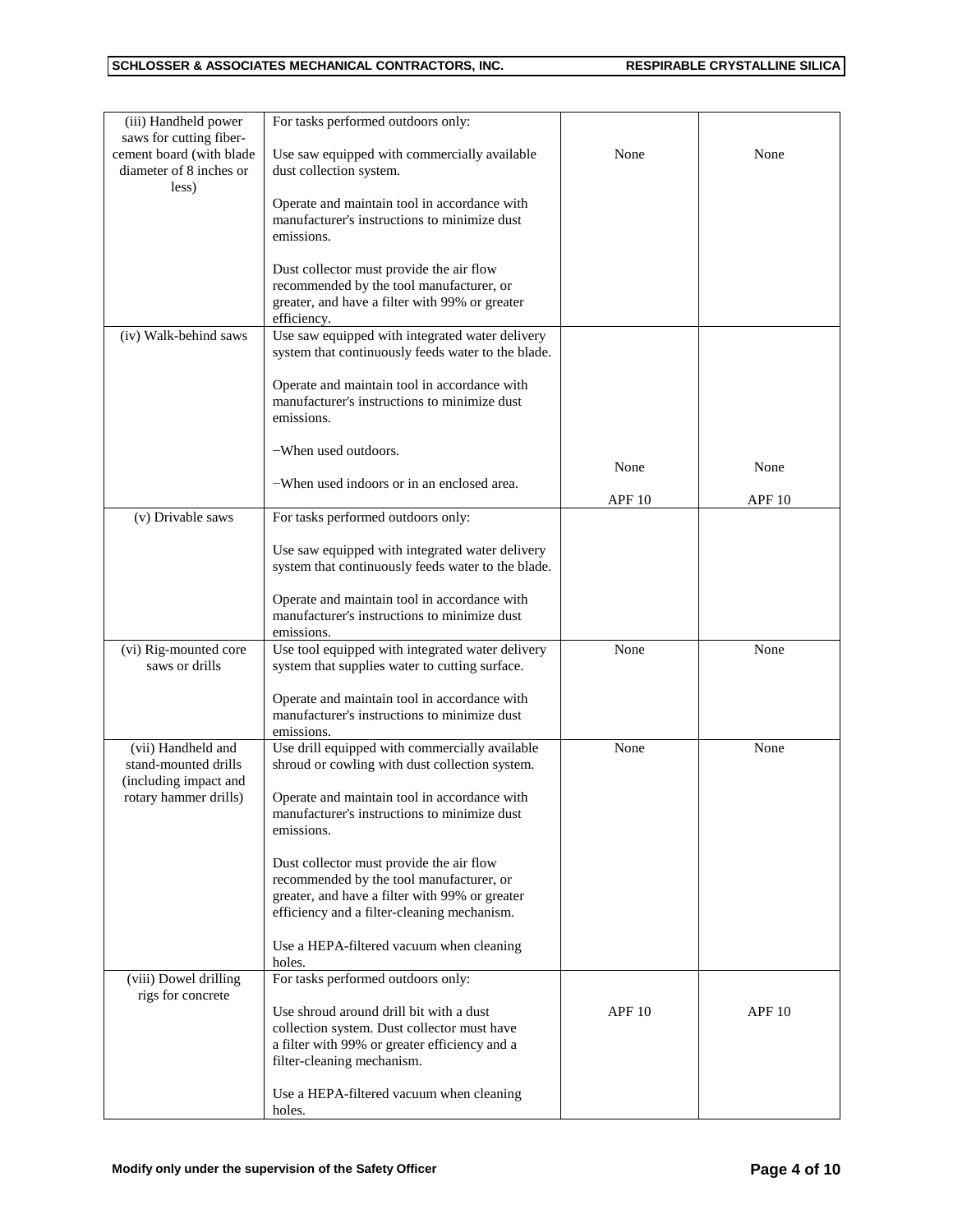| (iii) Handheld power saws for cutting fiber-cement board (with blade diameter of 8 inches or less) | For tasks performed outdoors only:<br><br>Use saw equipped with commercially available dust collection system.<br><br>Operate and maintain tool in accordance with manufacturer's instructions to minimize dust emissions.<br><br>Dust collector must provide the air flow recommended by the tool manufacturer, or greater, and have a filter with 99% or greater efficiency. | None | None |
|---|---|---|---|
| (iv) Walk-behind saws | Use saw equipped with integrated water delivery system that continuously feeds water to the blade.<br><br>Operate and maintain tool in accordance with manufacturer's instructions to minimize dust emissions.<br><br>−When used outdoors.<br><br>−When used indoors or in an enclosed area. | None<br><br>APF 10 | None<br><br>APF 10 |
| (v) Drivable saws | For tasks performed outdoors only:<br><br>Use saw equipped with integrated water delivery system that continuously feeds water to the blade.<br><br>Operate and maintain tool in accordance with manufacturer's instructions to minimize dust emissions. | | |
| (vi) Rig-mounted core saws or drills | Use tool equipped with integrated water delivery system that supplies water to cutting surface.<br><br>Operate and maintain tool in accordance with manufacturer's instructions to minimize dust emissions. | None | None |
| (vii) Handheld and stand-mounted drills (including impact and rotary hammer drills) | Use drill equipped with commercially available shroud or cowling with dust collection system.<br><br>Operate and maintain tool in accordance with manufacturer's instructions to minimize dust emissions.<br><br>Dust collector must provide the air flow recommended by the tool manufacturer, or greater, and have a filter with 99% or greater efficiency and a filter-cleaning mechanism.<br><br>Use a HEPA-filtered vacuum when cleaning holes. | None | None |
| (viii) Dowel drilling rigs for concrete | For tasks performed outdoors only:<br><br>Use shroud around drill bit with a dust collection system. Dust collector must have a filter with 99% or greater efficiency and a filter-cleaning mechanism.<br><br>Use a HEPA-filtered vacuum when cleaning holes. | APF 10 | APF 10 |

Modify only under the supervision of the Safety Officer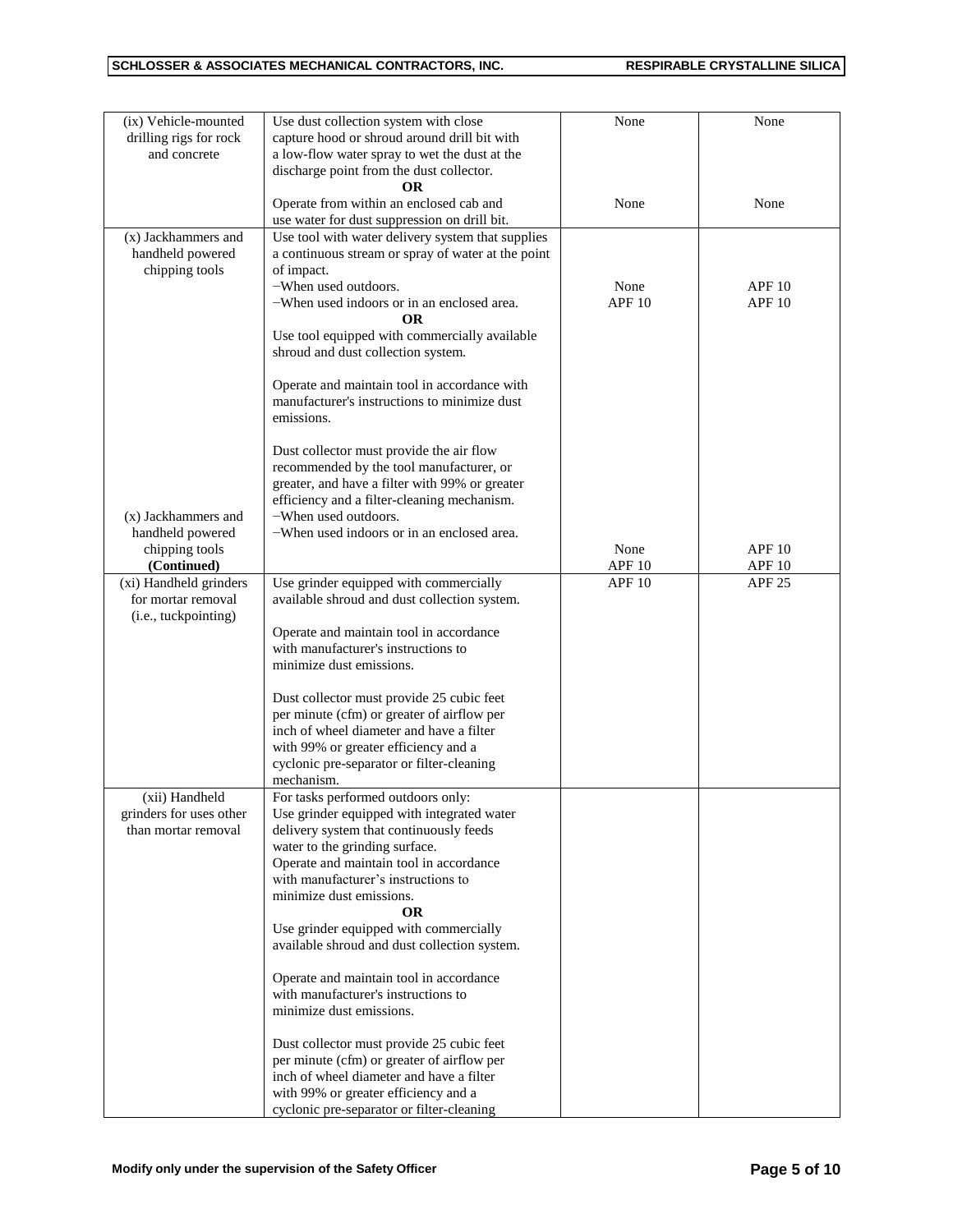| (ix) Vehicle-mounted drilling rigs for rock and concrete | Use dust collection system with close capture hood or shroud around drill bit with a low-flow water spray to wet the dust at the discharge point from the dust collector. | None | None |
|---|---|---|---|
| | **OR** | | |
| | Operate from within an enclosed cab and use water for dust suppression on drill bit. | None | None |
| (x) Jackhammers and handheld powered chipping tools | Use tool with water delivery system that supplies a continuous stream or spray of water at the point of impact. | | |
| | −When used outdoors. | None | APF 10 |
| | −When used indoors or in an enclosed area. | APF 10 | APF 10 |
| | **OR** | | |
| | Use tool equipped with commercially available shroud and dust collection system. <br><br> Operate and maintain tool in accordance with manufacturer's instructions to minimize dust emissions. <br><br> Dust collector must provide the air flow recommended by the tool manufacturer, or greater, and have a filter with 99% or greater efficiency and a filter-cleaning mechanism. | | |
| (x) Jackhammers and handheld powered chipping tools **(Continued)** | −When used outdoors. | None | APF 10 |
| | −When used indoors or in an enclosed area. | APF 10 | APF 10 |
| (xi) Handheld grinders for mortar removal (i.e., tuckpointing) | Use grinder equipped with commercially available shroud and dust collection system. <br><br> Operate and maintain tool in accordance with manufacturer's instructions to minimize dust emissions. <br><br> Dust collector must provide 25 cubic feet per minute (cfm) or greater of airflow per inch of wheel diameter and have a filter with 99% or greater efficiency and a cyclonic pre-separator or filter-cleaning mechanism. | APF 10 | APF 25 |
| (xii) Handheld grinders for uses other than mortar removal | For tasks performed outdoors only: <br> Use grinder equipped with integrated water delivery system that continuously feeds water to the grinding surface. <br> Operate and maintain tool in accordance with manufacturer's instructions to minimize dust emissions. | | |
| | **OR** | | |
| | Use grinder equipped with commercially available shroud and dust collection system. <br><br> Operate and maintain tool in accordance with manufacturer's instructions to minimize dust emissions. <br><br> Dust collector must provide 25 cubic feet per minute (cfm) or greater of airflow per inch of wheel diameter and have a filter with 99% or greater efficiency and a cyclonic pre-separator or filter-cleaning | | |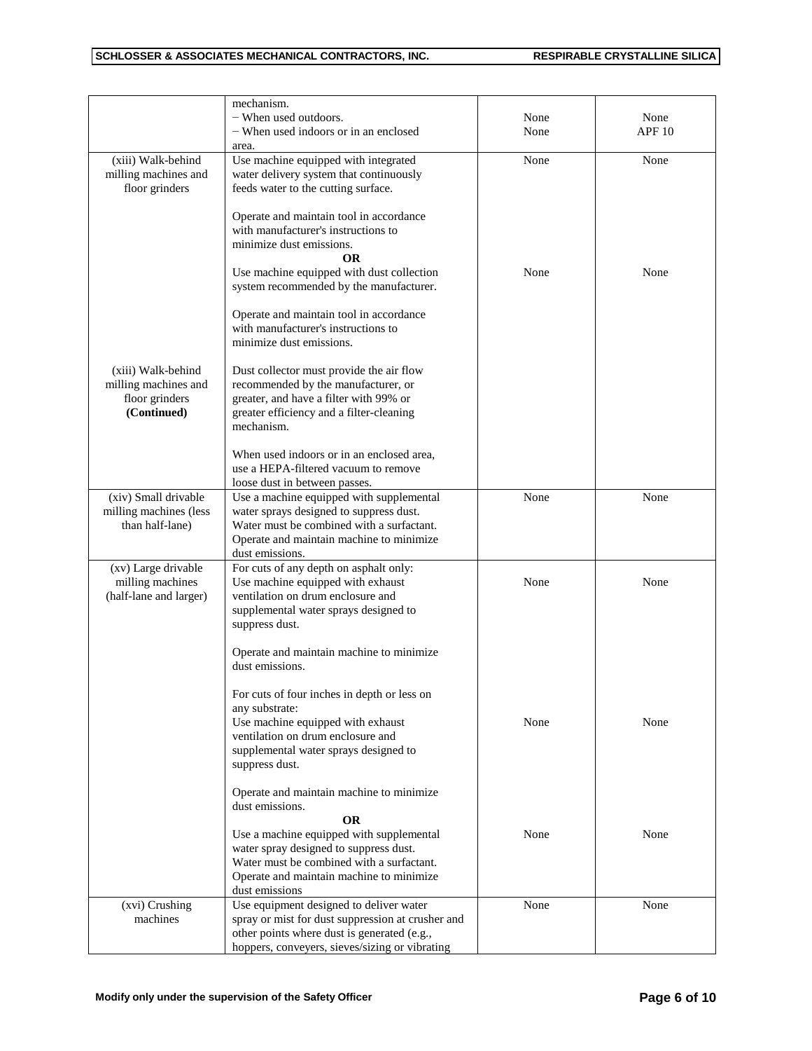| | mechanism.<br>− When used outdoors.<br>− When used indoors or in an enclosed area. | <br>None<br>None | <br>None<br>APF 10 |
|---|---|---|---|
| (xiii) Walk-behind milling machines and floor grinders | Use machine equipped with integrated water delivery system that continuously feeds water to the cutting surface.<br><br>Operate and maintain tool in accordance with manufacturer's instructions to minimize dust emissions.<br>**OR**<br>Use machine equipped with dust collection system recommended by the manufacturer.<br><br>Operate and maintain tool in accordance with manufacturer's instructions to minimize dust emissions. | None<br><br><br><br><br><br>None | None<br><br><br><br><br><br>None |
| (xiii) Walk-behind milling machines and floor grinders **(Continued)** | Dust collector must provide the air flow recommended by the manufacturer, or greater, and have a filter with 99% or greater efficiency and a filter-cleaning mechanism.<br><br>When used indoors or in an enclosed area, use a HEPA-filtered vacuum to remove loose dust in between passes. | | |
| (xiv) Small drivable milling machines (less than half-lane) | Use a machine equipped with supplemental water sprays designed to suppress dust. Water must be combined with a surfactant. Operate and maintain machine to minimize dust emissions. | None | None |
| (xv) Large drivable milling machines (half-lane and larger) | For cuts of any depth on asphalt only:<br>Use machine equipped with exhaust ventilation on drum enclosure and supplemental water sprays designed to suppress dust.<br><br>Operate and maintain machine to minimize dust emissions.<br><br>For cuts of four inches in depth or less on any substrate:<br>Use machine equipped with exhaust ventilation on drum enclosure and supplemental water sprays designed to suppress dust.<br><br>Operate and maintain machine to minimize dust emissions.<br>**OR**<br>Use a machine equipped with supplemental water spray designed to suppress dust. Water must be combined with a surfactant. Operate and maintain machine to minimize dust emissions | <br>None<br><br><br><br><br><br><br>None<br><br><br><br><br>None | <br>None<br><br><br><br><br><br><br>None<br><br><br><br><br>None |
| (xvi) Crushing machines | Use equipment designed to deliver water spray or mist for dust suppression at crusher and other points where dust is generated (e.g., hoppers, conveyers, sieves/sizing or vibrating | None | None |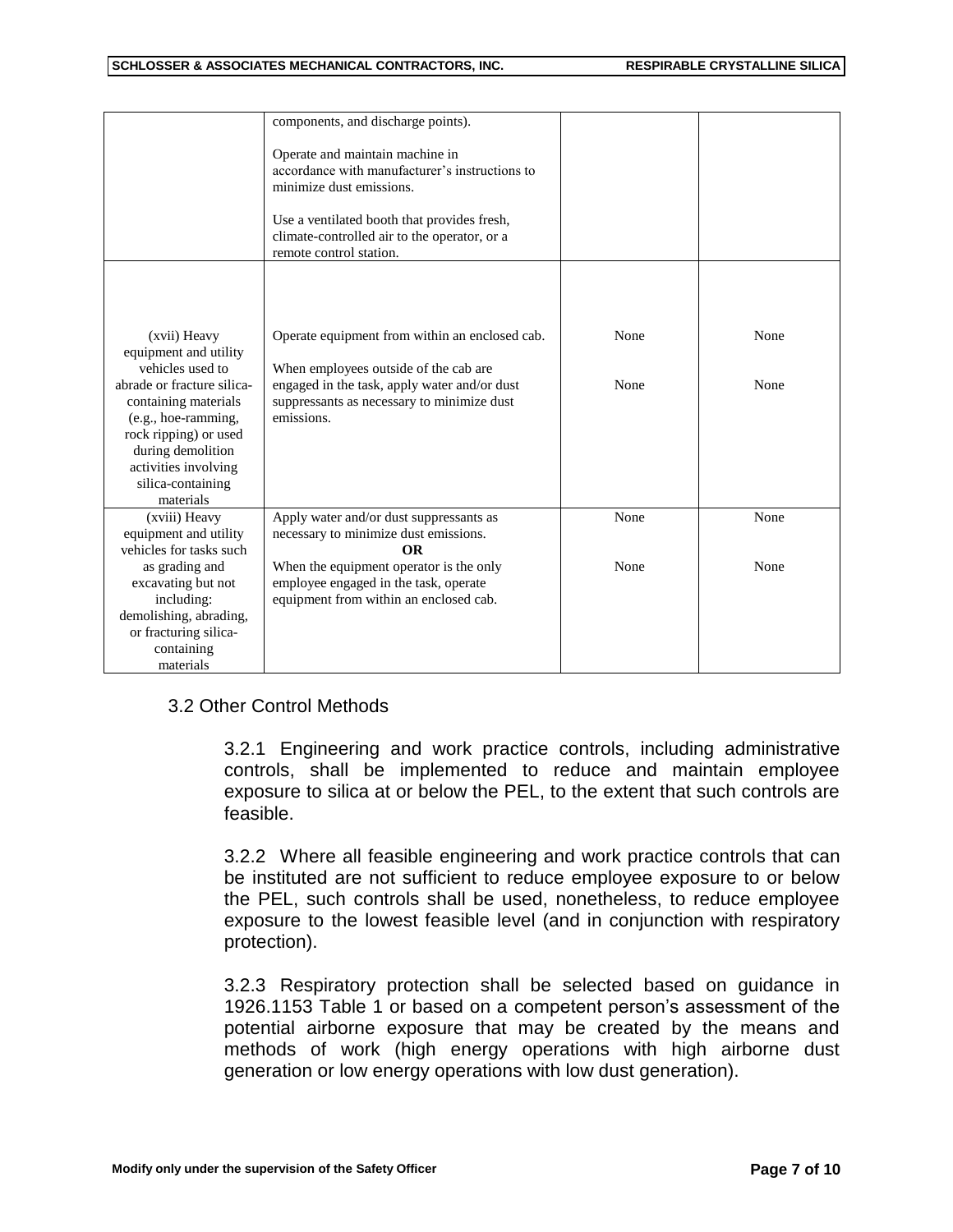| | | | |
|---|---|---|---|
| | components, and discharge points).<br><br>Operate and maintain machine in accordance with manufacturer's instructions to minimize dust emissions.<br><br>Use a ventilated booth that provides fresh, climate-controlled air to the operator, or a remote control station. | | |
| (xvii) Heavy equipment and utility vehicles used to abrade or fracture silica-containing materials (e.g., hoe-ramming, rock ripping) or used during demolition activities involving silica-containing materials | Operate equipment from within an enclosed cab.<br><br>When employees outside of the cab are engaged in the task, apply water and/or dust suppressants as necessary to minimize dust emissions. | None<br><br>None | None<br><br>None |
| (xviii) Heavy equipment and utility vehicles for tasks such as grading and excavating but not including: demolishing, abrading, or fracturing silica-containing materials | Apply water and/or dust suppressants as necessary to minimize dust emissions.<br>**OR**<br>When the equipment operator is the only employee engaged in the task, operate equipment from within an enclosed cab. | None<br><br>None | None<br><br>None |

### 3.2 Other Control Methods

3.2.1 Engineering and work practice controls, including administrative controls, shall be implemented to reduce and maintain employee exposure to silica at or below the PEL, to the extent that such controls are feasible.

3.2.2 Where all feasible engineering and work practice controls that can be instituted are not sufficient to reduce employee exposure to or below the PEL, such controls shall be used, nonetheless, to reduce employee exposure to the lowest feasible level (and in conjunction with respiratory protection).

3.2.3 Respiratory protection shall be selected based on guidance in 1926.1153 Table 1 or based on a competent person's assessment of the potential airborne exposure that may be created by the means and methods of work (high energy operations with high airborne dust generation or low energy operations with low dust generation).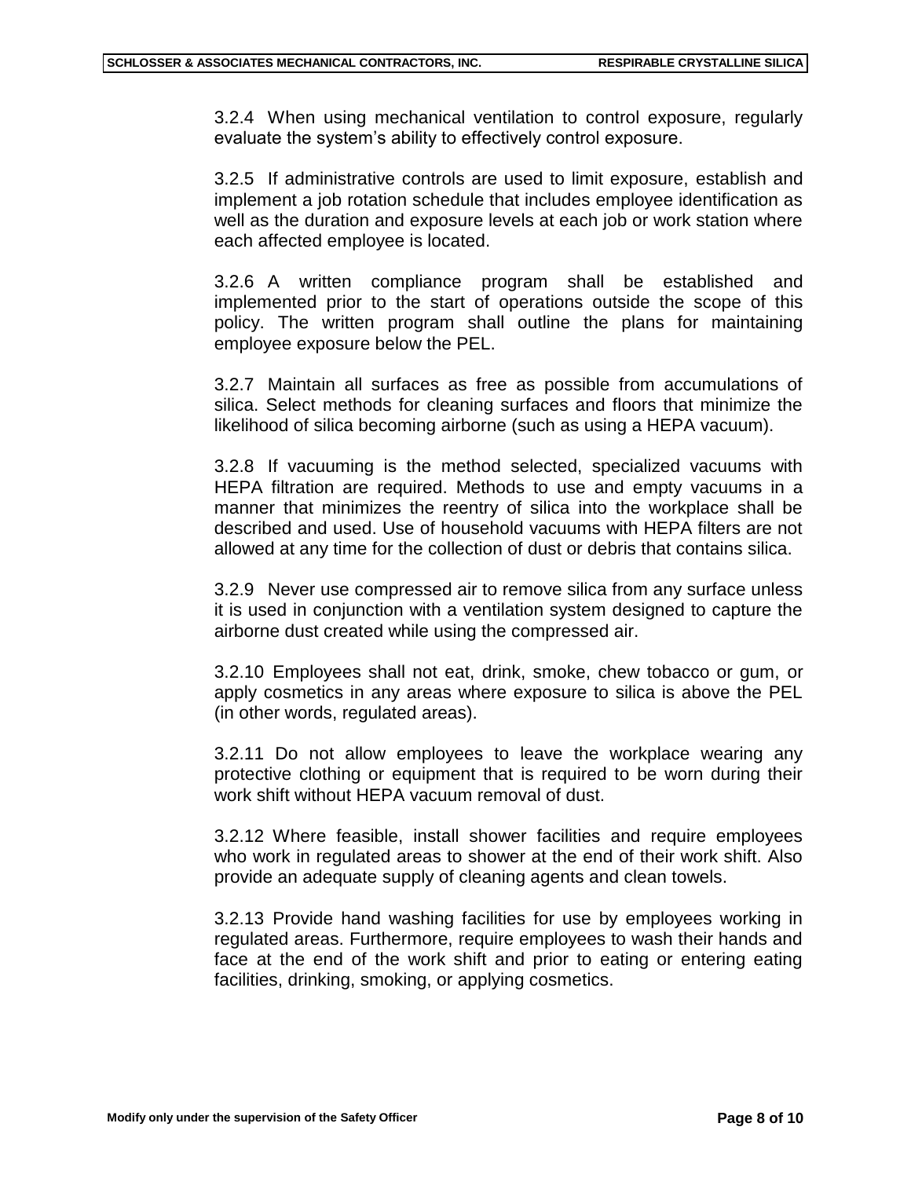3.2.4 When using mechanical ventilation to control exposure, regularly evaluate the system's ability to effectively control exposure.

3.2.5 If administrative controls are used to limit exposure, establish and implement a job rotation schedule that includes employee identification as well as the duration and exposure levels at each job or work station where each affected employee is located.

3.2.6 A written compliance program shall be established and implemented prior to the start of operations outside the scope of this policy. The written program shall outline the plans for maintaining employee exposure below the PEL.

3.2.7 Maintain all surfaces as free as possible from accumulations of silica. Select methods for cleaning surfaces and floors that minimize the likelihood of silica becoming airborne (such as using a HEPA vacuum).

3.2.8 If vacuuming is the method selected, specialized vacuums with HEPA filtration are required. Methods to use and empty vacuums in a manner that minimizes the reentry of silica into the workplace shall be described and used. Use of household vacuums with HEPA filters are not allowed at any time for the collection of dust or debris that contains silica.

3.2.9 Never use compressed air to remove silica from any surface unless it is used in conjunction with a ventilation system designed to capture the airborne dust created while using the compressed air.

3.2.10 Employees shall not eat, drink, smoke, chew tobacco or gum, or apply cosmetics in any areas where exposure to silica is above the PEL (in other words, regulated areas).

3.2.11 Do not allow employees to leave the workplace wearing any protective clothing or equipment that is required to be worn during their work shift without HEPA vacuum removal of dust.

3.2.12 Where feasible, install shower facilities and require employees who work in regulated areas to shower at the end of their work shift. Also provide an adequate supply of cleaning agents and clean towels.

3.2.13 Provide hand washing facilities for use by employees working in regulated areas. Furthermore, require employees to wash their hands and face at the end of the work shift and prior to eating or entering eating facilities, drinking, smoking, or applying cosmetics.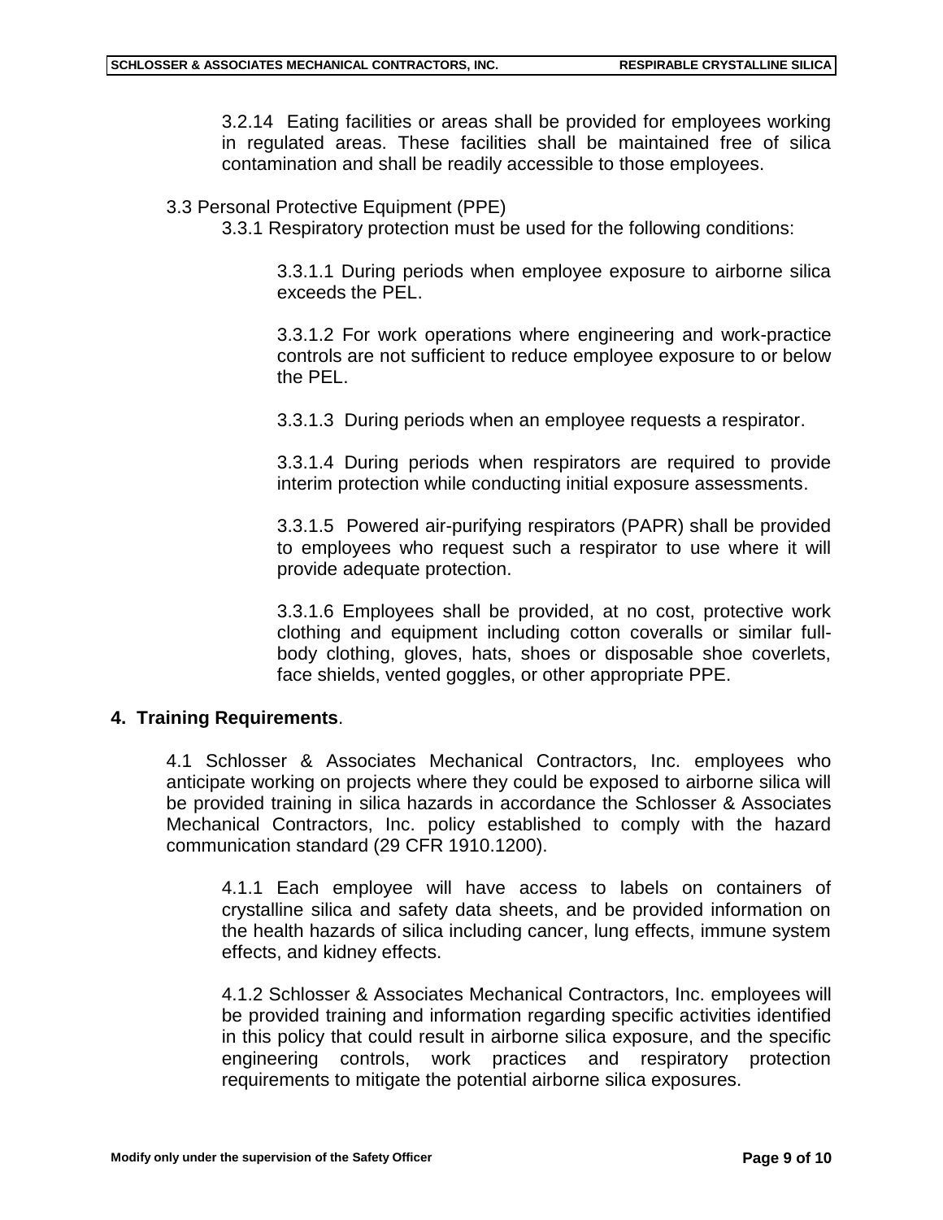3.2.14 Eating facilities or areas shall be provided for employees working in regulated areas. These facilities shall be maintained free of silica contamination and shall be readily accessible to those employees.

3.3 Personal Protective Equipment (PPE)

3.3.1 Respiratory protection must be used for the following conditions:

3.3.1.1 During periods when employee exposure to airborne silica exceeds the PEL.

3.3.1.2 For work operations where engineering and work-practice controls are not sufficient to reduce employee exposure to or below the PEL.

3.3.1.3 During periods when an employee requests a respirator.

3.3.1.4 During periods when respirators are required to provide interim protection while conducting initial exposure assessments.

3.3.1.5 Powered air-purifying respirators (PAPR) shall be provided to employees who request such a respirator to use where it will provide adequate protection.

3.3.1.6 Employees shall be provided, at no cost, protective work clothing and equipment including cotton coveralls or similar full-body clothing, gloves, hats, shoes or disposable shoe coverlets, face shields, vented goggles, or other appropriate PPE.

## 4. Training Requirements.

4.1 Schlosser & Associates Mechanical Contractors, Inc. employees who anticipate working on projects where they could be exposed to airborne silica will be provided training in silica hazards in accordance the Schlosser & Associates Mechanical Contractors, Inc. policy established to comply with the hazard communication standard (29 CFR 1910.1200).

4.1.1 Each employee will have access to labels on containers of crystalline silica and safety data sheets, and be provided information on the health hazards of silica including cancer, lung effects, immune system effects, and kidney effects.

4.1.2 Schlosser & Associates Mechanical Contractors, Inc. employees will be provided training and information regarding specific activities identified in this policy that could result in airborne silica exposure, and the specific engineering controls, work practices and respiratory protection requirements to mitigate the potential airborne silica exposures.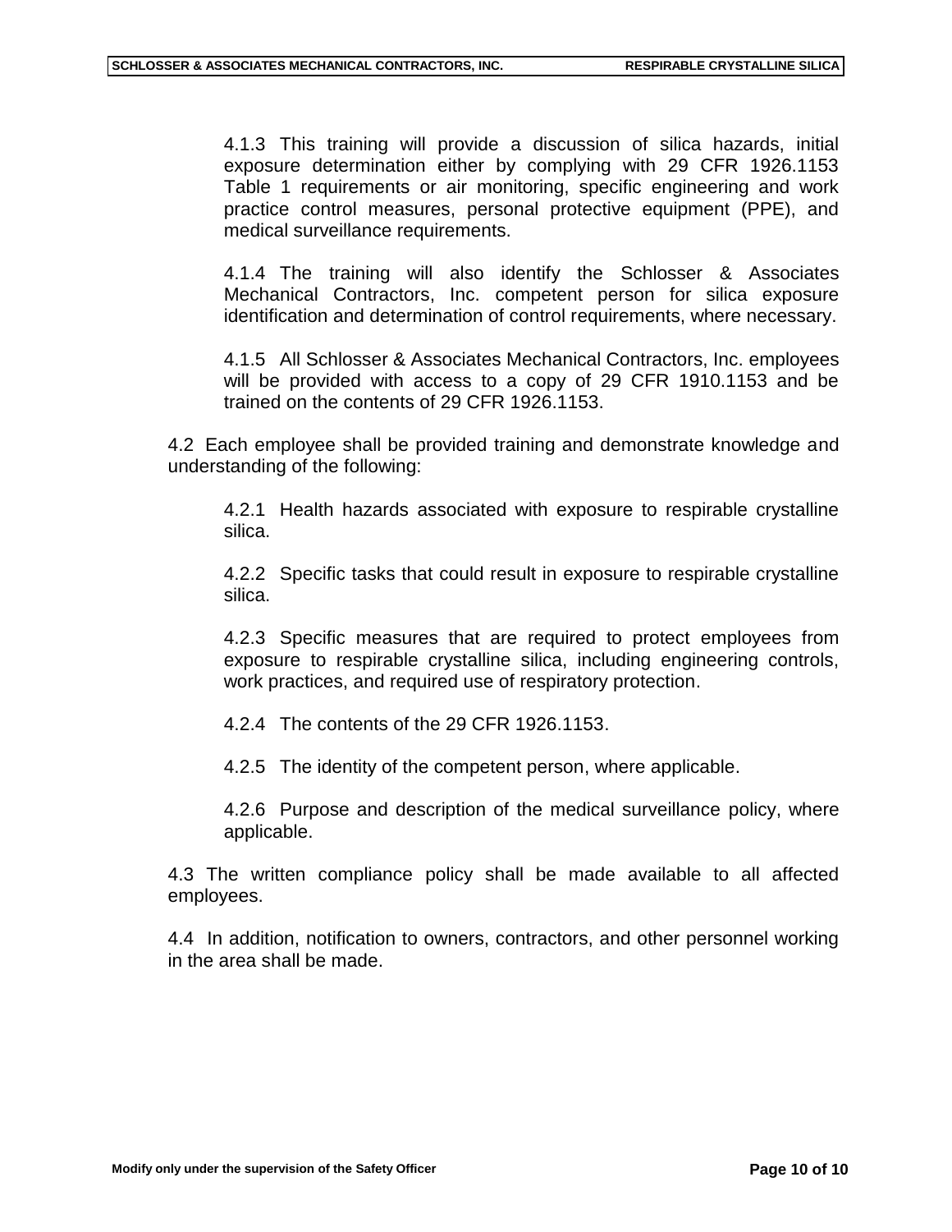4.1.3 This training will provide a discussion of silica hazards, initial exposure determination either by complying with 29 CFR 1926.1153 Table 1 requirements or air monitoring, specific engineering and work practice control measures, personal protective equipment (PPE), and medical surveillance requirements.

4.1.4 The training will also identify the Schlosser & Associates Mechanical Contractors, Inc. competent person for silica exposure identification and determination of control requirements, where necessary.

4.1.5 All Schlosser & Associates Mechanical Contractors, Inc. employees will be provided with access to a copy of 29 CFR 1910.1153 and be trained on the contents of 29 CFR 1926.1153.

4.2 Each employee shall be provided training and demonstrate knowledge and understanding of the following:

4.2.1 Health hazards associated with exposure to respirable crystalline silica.

4.2.2 Specific tasks that could result in exposure to respirable crystalline silica.

4.2.3 Specific measures that are required to protect employees from exposure to respirable crystalline silica, including engineering controls, work practices, and required use of respiratory protection.

4.2.4 The contents of the 29 CFR 1926.1153.

4.2.5 The identity of the competent person, where applicable.

4.2.6 Purpose and description of the medical surveillance policy, where applicable.

4.3 The written compliance policy shall be made available to all affected employees.

4.4 In addition, notification to owners, contractors, and other personnel working in the area shall be made.